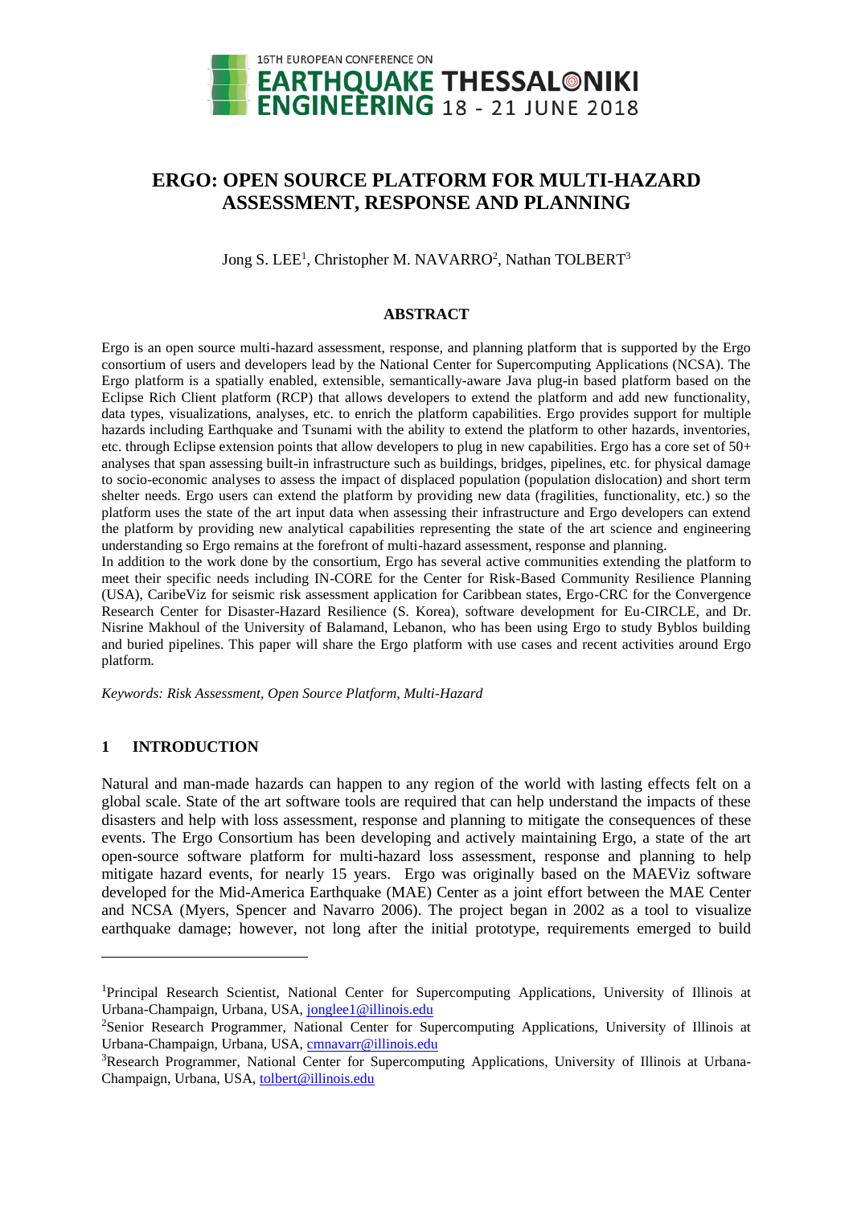# ERGO: OPEN SOURCE PLATFORM FOR MULTI-HAZARD ASSESSMENT, RESPONSE AND PLANNING

Jong S. LEE[1], Christopher M. NAVARRO[2], Nathan TOLBERT[3]

## ABSTRACT

Ergo is an open source multi-hazard assessment, response, and planning platform that is supported by the Ergo consortium of users and developers lead by the National Center for Supercomputing Applications (NCSA). The Ergo platform is a spatially enabled, extensible, semantically-aware Java plug-in based platform based on the Eclipse Rich Client platform (RCP) that allows developers to extend the platform and add new functionality, data types, visualizations, analyses, etc. to enrich the platform capabilities. Ergo provides support for multiple hazards including Earthquake and Tsunami with the ability to extend the platform to other hazards, inventories, etc. through Eclipse extension points that allow developers to plug in new capabilities. Ergo has a core set of 50+ analyses that span assessing built-in infrastructure such as buildings, bridges, pipelines, etc. for physical damage to socio-economic analyses to assess the impact of displaced population (population dislocation) and short term shelter needs. Ergo users can extend the platform by providing new data (fragilities, functionality, etc.) so the platform uses the state of the art input data when assessing their infrastructure and Ergo developers can extend the platform by providing new analytical capabilities representing the state of the art science and engineering understanding so Ergo remains at the forefront of multi-hazard assessment, response and planning.

In addition to the work done by the consortium, Ergo has several active communities extending the platform to meet their specific needs including IN-CORE for the Center for Risk-Based Community Resilience Planning (USA), CaribeViz for seismic risk assessment application for Caribbean states, Ergo-CRC for the Convergence Research Center for Disaster-Hazard Resilience (S. Korea), software development for Eu-CIRCLE, and Dr. Nisrine Makhoul of the University of Balamand, Lebanon, who has been using Ergo to study Byblos building and buried pipelines. This paper will share the Ergo platform with use cases and recent activities around Ergo platform.

*Keywords: Risk Assessment, Open Source Platform, Multi-Hazard*

## 1 INTRODUCTION

Natural and man-made hazards can happen to any region of the world with lasting effects felt on a global scale. State of the art software tools are required that can help understand the impacts of these disasters and help with loss assessment, response and planning to mitigate the consequences of these events. The Ergo Consortium has been developing and actively maintaining Ergo, a state of the art open-source software platform for multi-hazard loss assessment, response and planning to help mitigate hazard events, for nearly 15 years. Ergo was originally based on the MAEViz software developed for the Mid-America Earthquake (MAE) Center as a joint effort between the MAE Center and NCSA (Myers, Spencer and Navarro 2006). The project began in 2002 as a tool to visualize earthquake damage; however, not long after the initial prototype, requirements emerged to build

---

[1]Principal Research Scientist, National Center for Supercomputing Applications, University of Illinois at Urbana-Champaign, Urbana, USA, jonglee1@illinois.edu

[2]Senior Research Programmer, National Center for Supercomputing Applications, University of Illinois at Urbana-Champaign, Urbana, USA, cmnavarr@illinois.edu

[3]Research Programmer, National Center for Supercomputing Applications, University of Illinois at Urbana-Champaign, Urbana, USA, tolbert@illinois.edu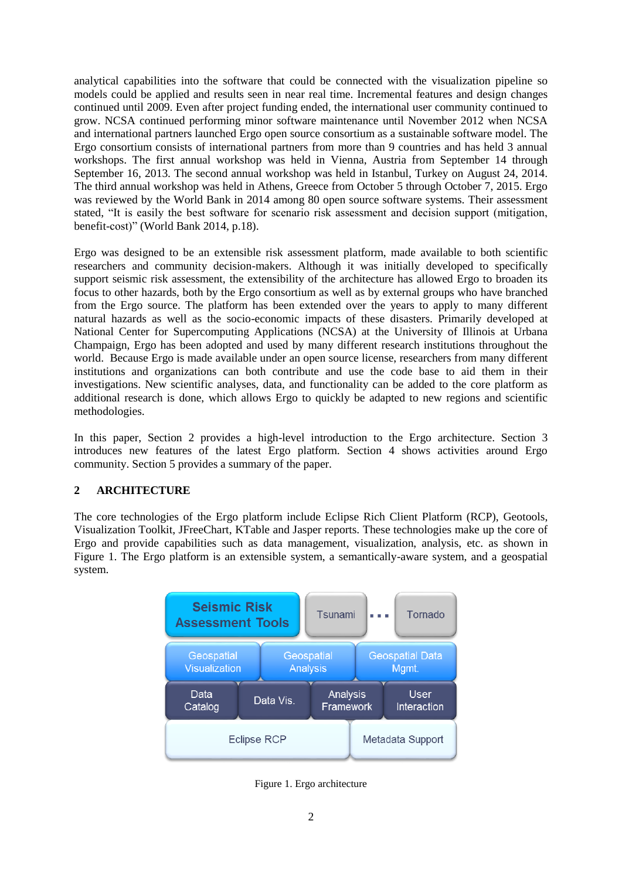analytical capabilities into the software that could be connected with the visualization pipeline so models could be applied and results seen in near real time. Incremental features and design changes continued until 2009. Even after project funding ended, the international user community continued to grow. NCSA continued performing minor software maintenance until November 2012 when NCSA and international partners launched Ergo open source consortium as a sustainable software model. The Ergo consortium consists of international partners from more than 9 countries and has held 3 annual workshops. The first annual workshop was held in Vienna, Austria from September 14 through September 16, 2013. The second annual workshop was held in Istanbul, Turkey on August 24, 2014. The third annual workshop was held in Athens, Greece from October 5 through October 7, 2015. Ergo was reviewed by the World Bank in 2014 among 80 open source software systems. Their assessment stated, "It is easily the best software for scenario risk assessment and decision support (mitigation, benefit-cost)" (World Bank 2014, p.18).

Ergo was designed to be an extensible risk assessment platform, made available to both scientific researchers and community decision-makers. Although it was initially developed to specifically support seismic risk assessment, the extensibility of the architecture has allowed Ergo to broaden its focus to other hazards, both by the Ergo consortium as well as by external groups who have branched from the Ergo source. The platform has been extended over the years to apply to many different natural hazards as well as the socio-economic impacts of these disasters. Primarily developed at National Center for Supercomputing Applications (NCSA) at the University of Illinois at Urbana Champaign, Ergo has been adopted and used by many different research institutions throughout the world. Because Ergo is made available under an open source license, researchers from many different institutions and organizations can both contribute and use the code base to aid them in their investigations. New scientific analyses, data, and functionality can be added to the core platform as additional research is done, which allows Ergo to quickly be adapted to new regions and scientific methodologies.

In this paper, Section 2 provides a high-level introduction to the Ergo architecture. Section 3 introduces new features of the latest Ergo platform. Section 4 shows activities around Ergo community. Section 5 provides a summary of the paper.

## 2 ARCHITECTURE

The core technologies of the Ergo platform include Eclipse Rich Client Platform (RCP), Geotools, Visualization Toolkit, JFreeChart, KTable and Jasper reports. These technologies make up the core of Ergo and provide capabilities such as data management, visualization, analysis, etc. as shown in Figure 1. The Ergo platform is an extensible system, a semantically-aware system, and a geospatial system.

| Seismic Risk Assessment Tools | | Tsunami ... | Tornado |
|---|---|---|---|
| Geospatial Visualization | Geospatial Analysis | | Geospatial Data Mgmt. |
| Data Catalog | Data Vis. | Analysis Framework | User Interaction |
| Eclipse RCP | | | Metadata Support |

Figure 1. Ergo architecture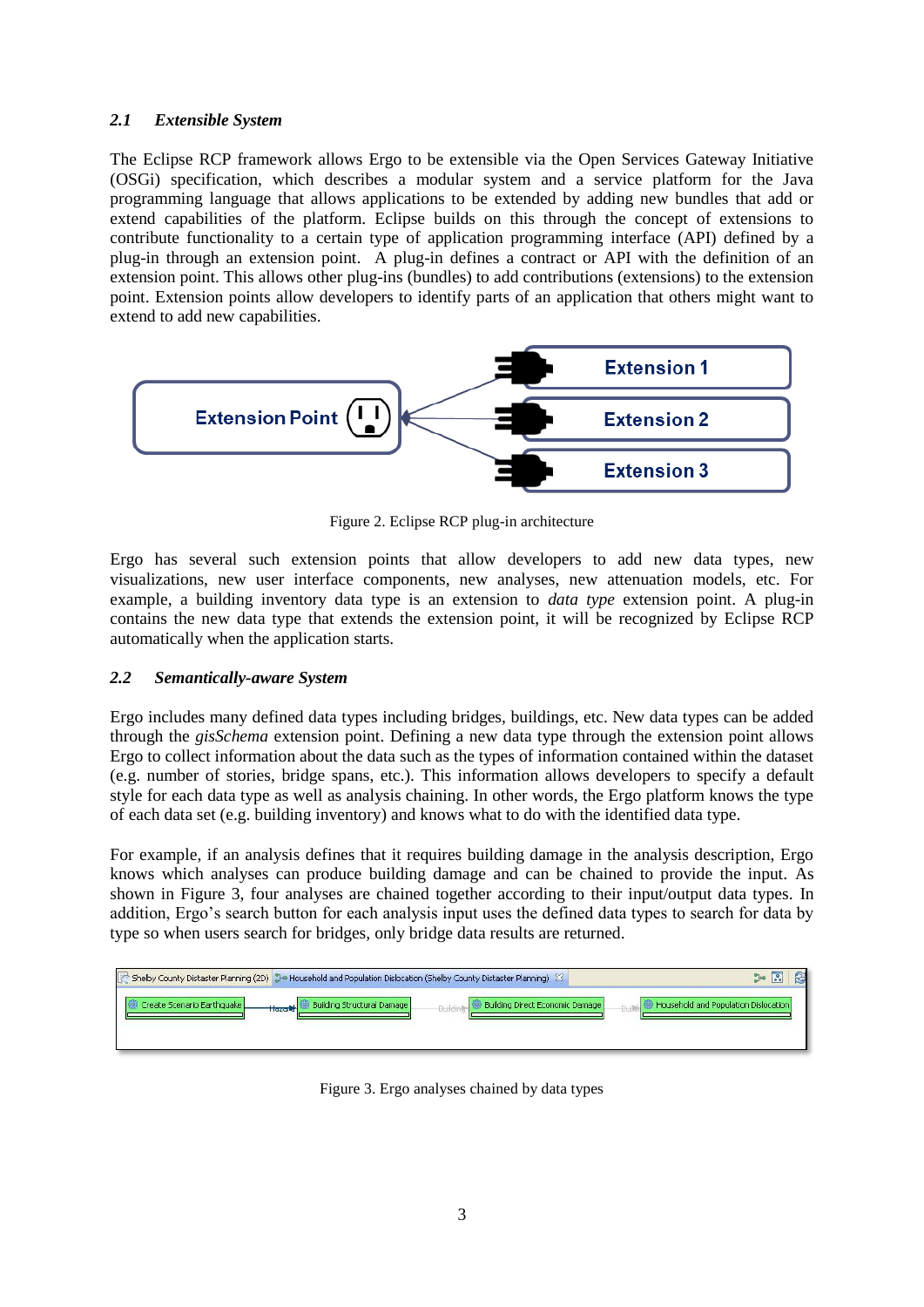### *2.1 Extensible System*

The Eclipse RCP framework allows Ergo to be extensible via the Open Services Gateway Initiative (OSGi) specification, which describes a modular system and a service platform for the Java programming language that allows applications to be extended by adding new bundles that add or extend capabilities of the platform. Eclipse builds on this through the concept of extensions to contribute functionality to a certain type of application programming interface (API) defined by a plug-in through an extension point. A plug-in defines a contract or API with the definition of an extension point. This allows other plug-ins (bundles) to add contributions (extensions) to the extension point. Extension points allow developers to identify parts of an application that others might want to extend to add new capabilities.

Figure 2. Eclipse RCP plug-in architecture

Ergo has several such extension points that allow developers to add new data types, new visualizations, new user interface components, new analyses, new attenuation models, etc. For example, a building inventory data type is an extension to *data type* extension point. A plug-in contains the new data type that extends the extension point, it will be recognized by Eclipse RCP automatically when the application starts.

### *2.2 Semantically-aware System*

Ergo includes many defined data types including bridges, buildings, etc. New data types can be added through the *gisSchema* extension point. Defining a new data type through the extension point allows Ergo to collect information about the data such as the types of information contained within the dataset (e.g. number of stories, bridge spans, etc.). This information allows developers to specify a default style for each data type as well as analysis chaining. In other words, the Ergo platform knows the type of each data set (e.g. building inventory) and knows what to do with the identified data type.

For example, if an analysis defines that it requires building damage in the analysis description, Ergo knows which analyses can produce building damage and can be chained to provide the input. As shown in Figure 3, four analyses are chained together according to their input/output data types. In addition, Ergo's search button for each analysis input uses the defined data types to search for data by type so when users search for bridges, only bridge data results are returned.

Figure 3. Ergo analyses chained by data types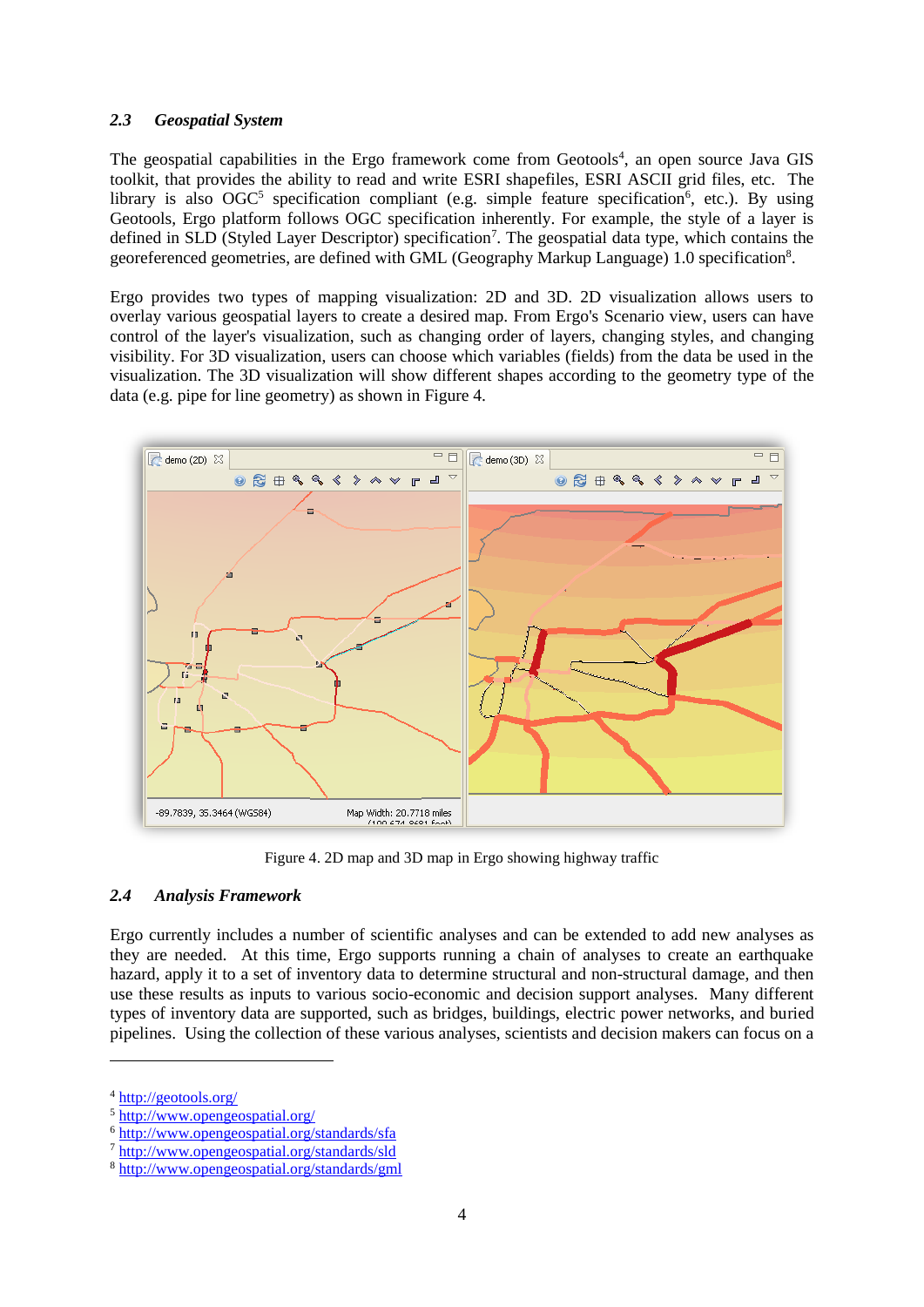### 2.3 Geospatial System

The geospatial capabilities in the Ergo framework come from Geotools[4], an open source Java GIS toolkit, that provides the ability to read and write ESRI shapefiles, ESRI ASCII grid files, etc. The library is also OGC[5] specification compliant (e.g. simple feature specification[6], etc.). By using Geotools, Ergo platform follows OGC specification inherently. For example, the style of a layer is defined in SLD (Styled Layer Descriptor) specification[7]. The geospatial data type, which contains the georeferenced geometries, are defined with GML (Geography Markup Language) 1.0 specification[8].

Ergo provides two types of mapping visualization: 2D and 3D. 2D visualization allows users to overlay various geospatial layers to create a desired map. From Ergo's Scenario view, users can have control of the layer's visualization, such as changing order of layers, changing styles, and changing visibility. For 3D visualization, users can choose which variables (fields) from the data be used in the visualization. The 3D visualization will show different shapes according to the geometry type of the data (e.g. pipe for line geometry) as shown in Figure 4.

Figure 4. 2D map and 3D map in Ergo showing highway traffic

### 2.4 Analysis Framework

Ergo currently includes a number of scientific analyses and can be extended to add new analyses as they are needed. At this time, Ergo supports running a chain of analyses to create an earthquake hazard, apply it to a set of inventory data to determine structural and non-structural damage, and then use these results as inputs to various socio-economic and decision support analyses. Many different types of inventory data are supported, such as bridges, buildings, electric power networks, and buried pipelines. Using the collection of these various analyses, scientists and decision makers can focus on a

---

[4] http://geotools.org/
[5] http://www.opengeospatial.org/
[6] http://www.opengeospatial.org/standards/sfa
[7] http://www.opengeospatial.org/standards/sld
[8] http://www.opengeospatial.org/standards/gml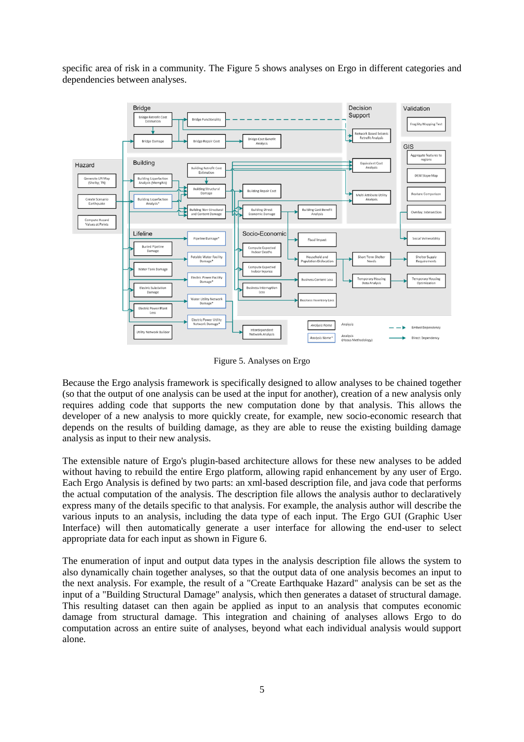specific area of risk in a community. The Figure 5 shows analyses on Ergo in different categories and dependencies between analyses.

Figure 5. Analyses on Ergo

Because the Ergo analysis framework is specifically designed to allow analyses to be chained together (so that the output of one analysis can be used at the input for another), creation of a new analysis only requires adding code that supports the new computation done by that analysis. This allows the developer of a new analysis to more quickly create, for example, new socio-economic research that depends on the results of building damage, as they are able to reuse the existing building damage analysis as input to their new analysis.

The extensible nature of Ergo's plugin-based architecture allows for these new analyses to be added without having to rebuild the entire Ergo platform, allowing rapid enhancement by any user of Ergo. Each Ergo Analysis is defined by two parts: an xml-based description file, and java code that performs the actual computation of the analysis. The description file allows the analysis author to declaratively express many of the details specific to that analysis. For example, the analysis author will describe the various inputs to an analysis, including the data type of each input. The Ergo GUI (Graphic User Interface) will then automatically generate a user interface for allowing the end-user to select appropriate data for each input as shown in Figure 6.

The enumeration of input and output data types in the analysis description file allows the system to also dynamically chain together analyses, so that the output data of one analysis becomes an input to the next analysis. For example, the result of a "Create Earthquake Hazard" analysis can be set as the input of a "Building Structural Damage" analysis, which then generates a dataset of structural damage. This resulting dataset can then again be applied as input to an analysis that computes economic damage from structural damage. This integration and chaining of analyses allows Ergo to do computation across an entire suite of analyses, beyond what each individual analysis would support alone.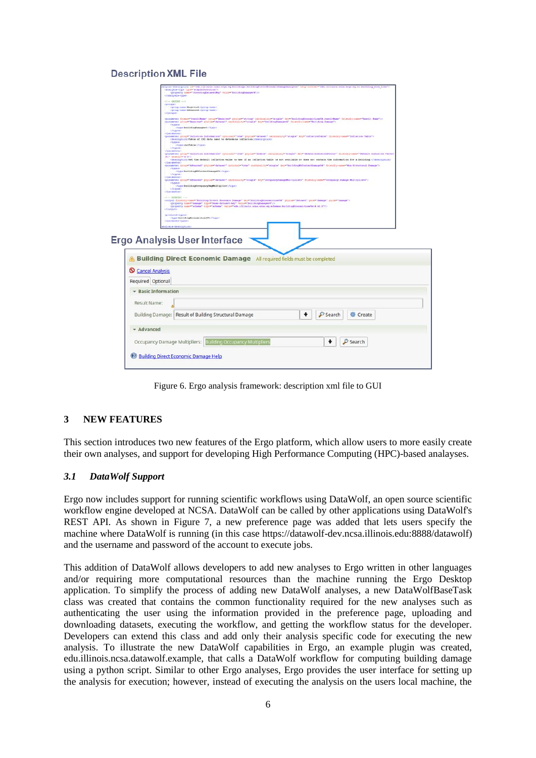Figure 6. Ergo analysis framework: description xml file to GUI

## 3 NEW FEATURES

This section introduces two new features of the Ergo platform, which allow users to more easily create their own analyses, and support for developing High Performance Computing (HPC)-based analayses.

### *3.1 DataWolf Support*

Ergo now includes support for running scientific workflows using DataWolf, an open source scientific workflow engine developed at NCSA. DataWolf can be called by other applications using DataWolf's REST API. As shown in Figure 7, a new preference page was added that lets users specify the machine where DataWolf is running (in this case https://datawolf-dev.ncsa.illinois.edu:8888/datawolf) and the username and password of the account to execute jobs.

This addition of DataWolf allows developers to add new analyses to Ergo written in other languages and/or requiring more computational resources than the machine running the Ergo Desktop application. To simplify the process of adding new DataWolf analyses, a new DataWolfBaseTask class was created that contains the common functionality required for the new analyses such as authenticating the user using the information provided in the preference page, uploading and downloading datasets, executing the workflow, and getting the workflow status for the developer. Developers can extend this class and add only their analysis specific code for executing the new analysis. To illustrate the new DataWolf capabilities in Ergo, an example plugin was created, edu.illinois.ncsa.datawolf.example, that calls a DataWolf workflow for computing building damage using a python script. Similar to other Ergo analyses, Ergo provides the user interface for setting up the analysis for execution; however, instead of executing the analysis on the users local machine, the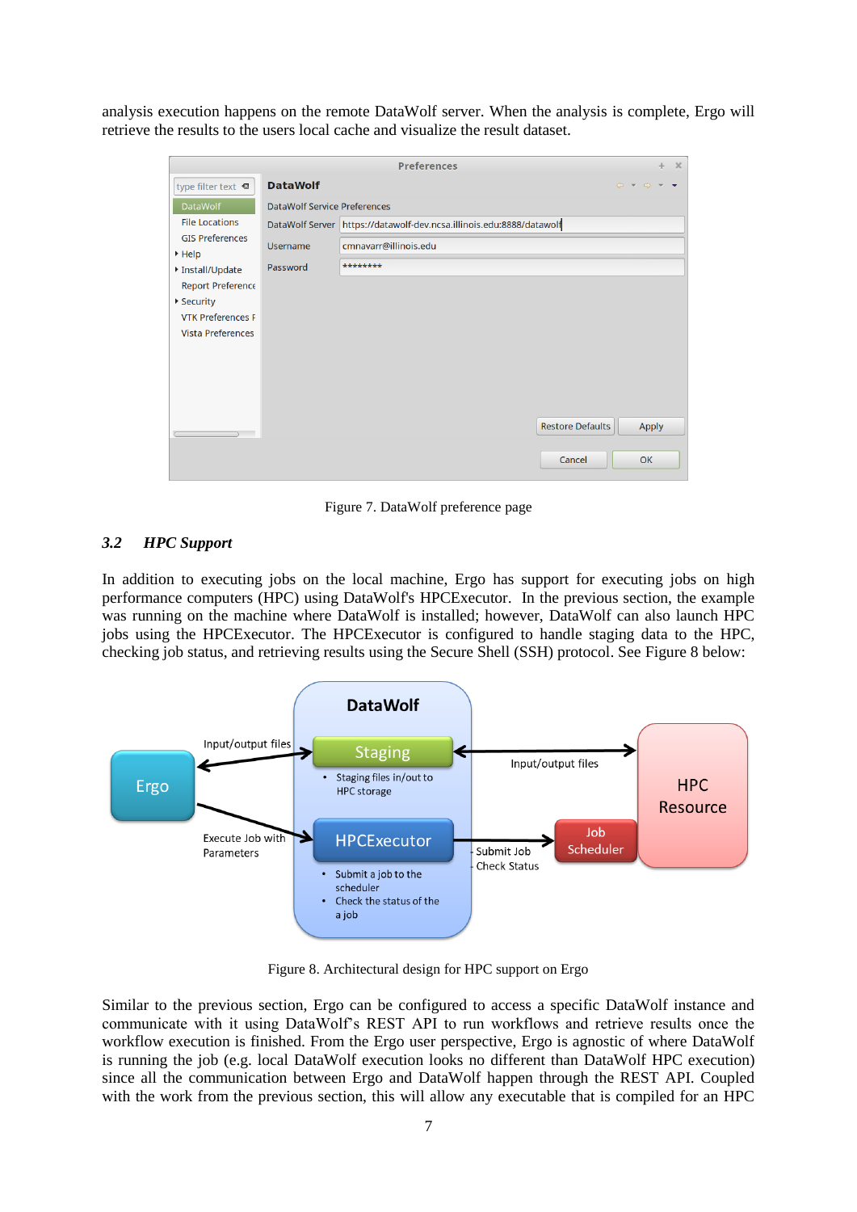analysis execution happens on the remote DataWolf server. When the analysis is complete, Ergo will retrieve the results to the users local cache and visualize the result dataset.

Figure 7. DataWolf preference page

### 3.2 *HPC Support*

In addition to executing jobs on the local machine, Ergo has support for executing jobs on high performance computers (HPC) using DataWolf's HPCExecutor. In the previous section, the example was running on the machine where DataWolf is installed; however, DataWolf can also launch HPC jobs using the HPCExecutor. The HPCExecutor is configured to handle staging data to the HPC, checking job status, and retrieving results using the Secure Shell (SSH) protocol. See Figure 8 below:

Figure 8. Architectural design for HPC support on Ergo

Similar to the previous section, Ergo can be configured to access a specific DataWolf instance and communicate with it using DataWolf's REST API to run workflows and retrieve results once the workflow execution is finished. From the Ergo user perspective, Ergo is agnostic of where DataWolf is running the job (e.g. local DataWolf execution looks no different than DataWolf HPC execution) since all the communication between Ergo and DataWolf happen through the REST API. Coupled with the work from the previous section, this will allow any executable that is compiled for an HPC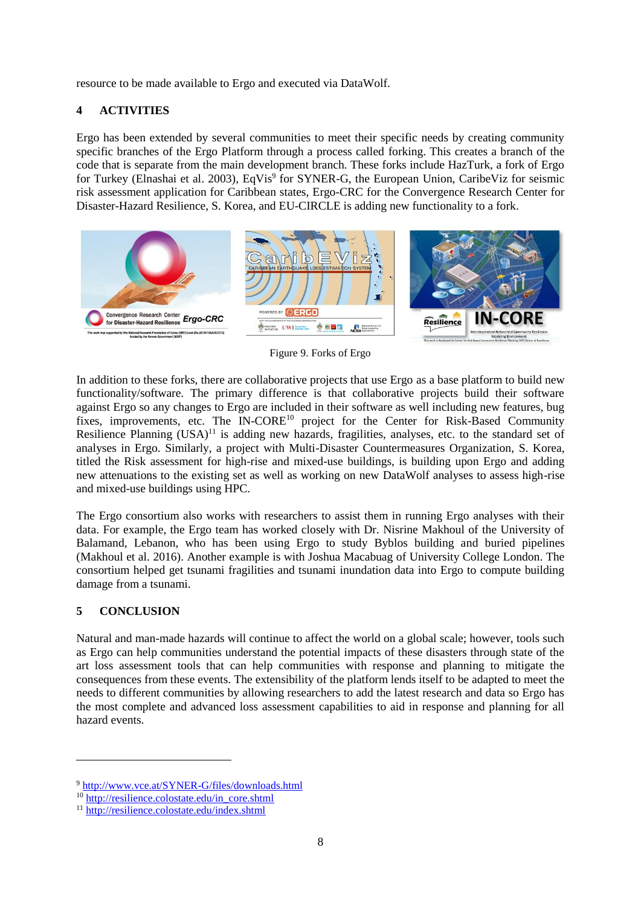resource to be made available to Ergo and executed via DataWolf.

## 4 ACTIVITIES

Ergo has been extended by several communities to meet their specific needs by creating community specific branches of the Ergo Platform through a process called forking. This creates a branch of the code that is separate from the main development branch. These forks include HazTurk, a fork of Ergo for Turkey (Elnashai et al. 2003), EqVis[9] for SYNER-G, the European Union, CaribeViz for seismic risk assessment application for Caribbean states, Ergo-CRC for the Convergence Research Center for Disaster-Hazard Resilience, S. Korea, and EU-CIRCLE is adding new functionality to a fork.

Figure 9. Forks of Ergo

In addition to these forks, there are collaborative projects that use Ergo as a base platform to build new functionality/software. The primary difference is that collaborative projects build their software against Ergo so any changes to Ergo are included in their software as well including new features, bug fixes, improvements, etc. The IN-CORE[10] project for the Center for Risk-Based Community Resilience Planning (USA)[11] is adding new hazards, fragilities, analyses, etc. to the standard set of analyses in Ergo. Similarly, a project with Multi-Disaster Countermeasures Organization, S. Korea, titled the Risk assessment for high-rise and mixed-use buildings, is building upon Ergo and adding new attenuations to the existing set as well as working on new DataWolf analyses to assess high-rise and mixed-use buildings using HPC.

The Ergo consortium also works with researchers to assist them in running Ergo analyses with their data. For example, the Ergo team has worked closely with Dr. Nisrine Makhoul of the University of Balamand, Lebanon, who has been using Ergo to study Byblos building and buried pipelines (Makhoul et al. 2016). Another example is with Joshua Macabuag of University College London. The consortium helped get tsunami fragilities and tsunami inundation data into Ergo to compute building damage from a tsunami.

## 5 CONCLUSION

Natural and man-made hazards will continue to affect the world on a global scale; however, tools such as Ergo can help communities understand the potential impacts of these disasters through state of the art loss assessment tools that can help communities with response and planning to mitigate the consequences from these events. The extensibility of the platform lends itself to be adapted to meet the needs to different communities by allowing researchers to add the latest research and data so Ergo has the most complete and advanced loss assessment capabilities to aid in response and planning for all hazard events.

---

[9] http://www.vce.at/SYNER-G/files/downloads.html
[10] http://resilience.colostate.edu/in_core.shtml
[11] http://resilience.colostate.edu/index.shtml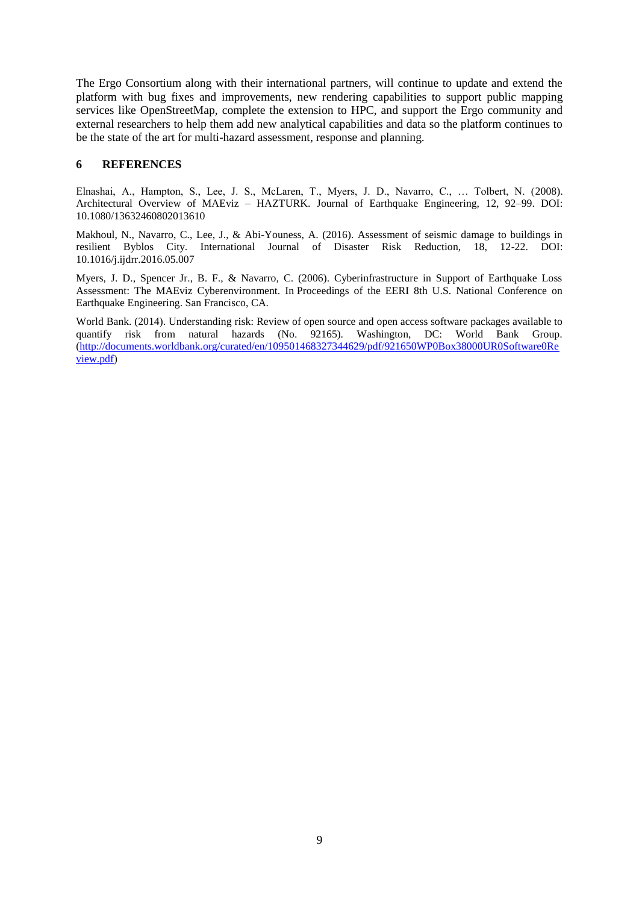The Ergo Consortium along with their international partners, will continue to update and extend the platform with bug fixes and improvements, new rendering capabilities to support public mapping services like OpenStreetMap, complete the extension to HPC, and support the Ergo community and external researchers to help them add new analytical capabilities and data so the platform continues to be the state of the art for multi-hazard assessment, response and planning.

## 6 REFERENCES

Elnashai, A., Hampton, S., Lee, J. S., McLaren, T., Myers, J. D., Navarro, C., … Tolbert, N. (2008). Architectural Overview of MAEviz – HAZTURK. Journal of Earthquake Engineering, 12, 92–99. DOI: 10.1080/13632460802013610

Makhoul, N., Navarro, C., Lee, J., & Abi-Youness, A. (2016). Assessment of seismic damage to buildings in resilient Byblos City. International Journal of Disaster Risk Reduction, 18, 12-22. DOI: 10.1016/j.ijdrr.2016.05.007

Myers, J. D., Spencer Jr., B. F., & Navarro, C. (2006). Cyberinfrastructure in Support of Earthquake Loss Assessment: The MAEviz Cyberenvironment. In Proceedings of the EERI 8th U.S. National Conference on Earthquake Engineering. San Francisco, CA.

World Bank. (2014). Understanding risk: Review of open source and open access software packages available to quantify risk from natural hazards (No. 92165). Washington, DC: World Bank Group. (http://documents.worldbank.org/curated/en/109501468327344629/pdf/921650WP0Box38000UR0Software0Review.pdf)